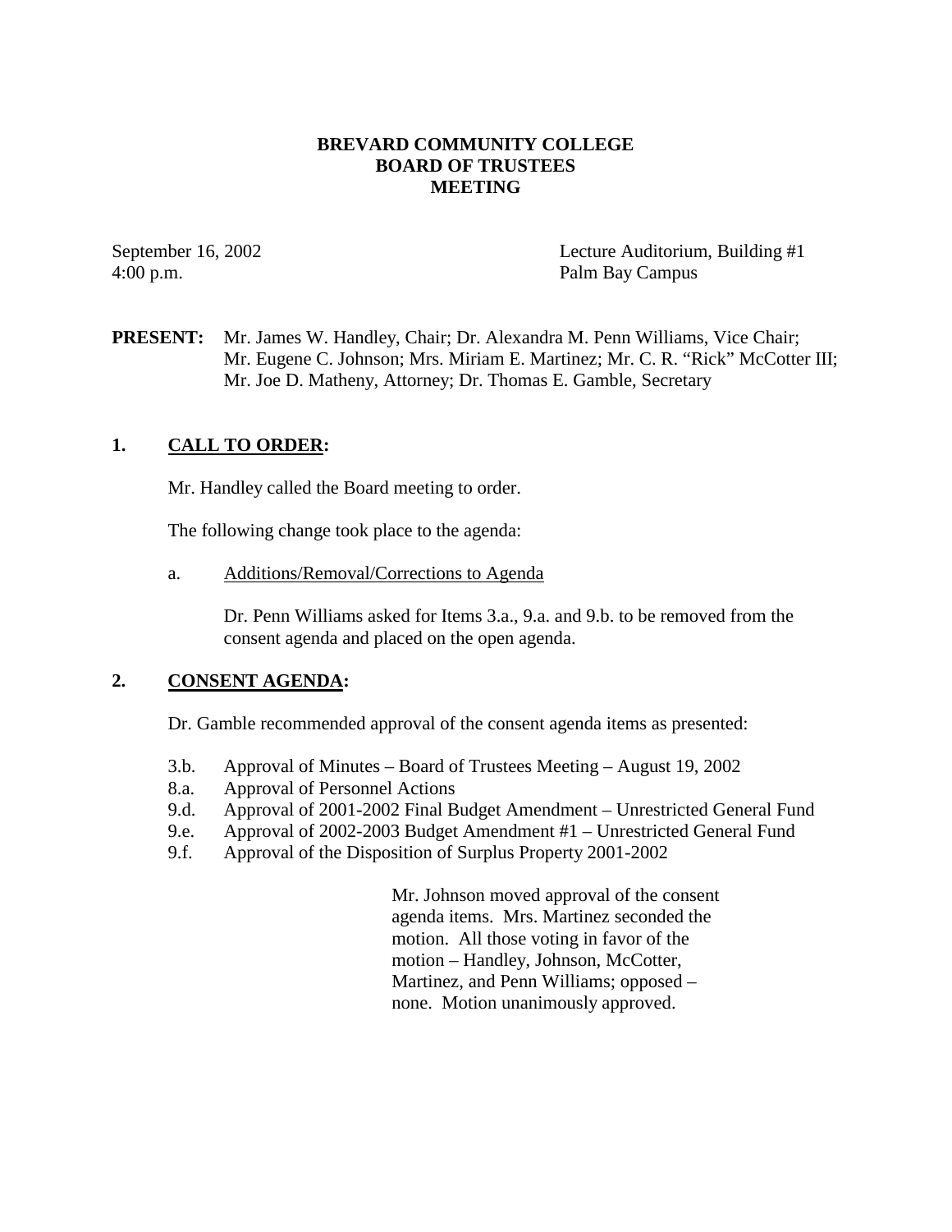# BREVARD COMMUNITY COLLEGE
# BOARD OF TRUSTEES
# MEETING

September 16, 2002
4:00 p.m.

Lecture Auditorium, Building #1
Palm Bay Campus

**PRESENT:** Mr. James W. Handley, Chair; Dr. Alexandra M. Penn Williams, Vice Chair; Mr. Eugene C. Johnson; Mrs. Miriam E. Martinez; Mr. C. R. "Rick" McCotter III; Mr. Joe D. Matheny, Attorney; Dr. Thomas E. Gamble, Secretary

## 1. CALL TO ORDER:

Mr. Handley called the Board meeting to order.

The following change took place to the agenda:

a. Additions/Removal/Corrections to Agenda

Dr. Penn Williams asked for Items 3.a., 9.a. and 9.b. to be removed from the consent agenda and placed on the open agenda.

## 2. CONSENT AGENDA:

Dr. Gamble recommended approval of the consent agenda items as presented:

3.b. Approval of Minutes – Board of Trustees Meeting – August 19, 2002
8.a. Approval of Personnel Actions
9.d. Approval of 2001-2002 Final Budget Amendment – Unrestricted General Fund
9.e. Approval of 2002-2003 Budget Amendment #1 – Unrestricted General Fund
9.f. Approval of the Disposition of Surplus Property 2001-2002

Mr. Johnson moved approval of the consent agenda items. Mrs. Martinez seconded the motion. All those voting in favor of the motion – Handley, Johnson, McCotter, Martinez, and Penn Williams; opposed – none. Motion unanimously approved.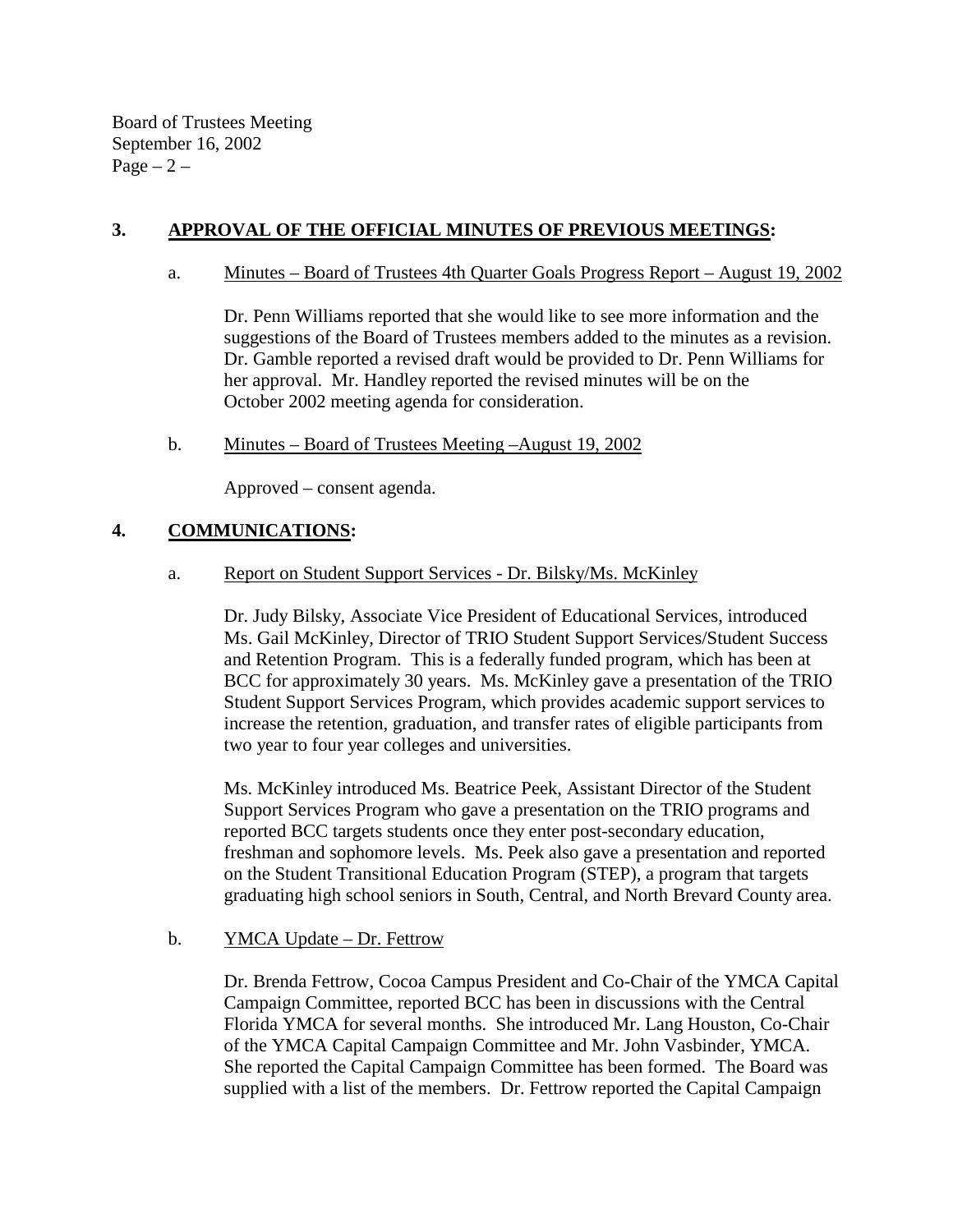## 3. APPROVAL OF THE OFFICIAL MINUTES OF PREVIOUS MEETINGS:

a. Minutes – Board of Trustees 4th Quarter Goals Progress Report – August 19, 2002

Dr. Penn Williams reported that she would like to see more information and the suggestions of the Board of Trustees members added to the minutes as a revision. Dr. Gamble reported a revised draft would be provided to Dr. Penn Williams for her approval. Mr. Handley reported the revised minutes will be on the October 2002 meeting agenda for consideration.

b. Minutes – Board of Trustees Meeting –August 19, 2002

Approved – consent agenda.

## 4. COMMUNICATIONS:

a. Report on Student Support Services - Dr. Bilsky/Ms. McKinley

Dr. Judy Bilsky, Associate Vice President of Educational Services, introduced Ms. Gail McKinley, Director of TRIO Student Support Services/Student Success and Retention Program. This is a federally funded program, which has been at BCC for approximately 30 years. Ms. McKinley gave a presentation of the TRIO Student Support Services Program, which provides academic support services to increase the retention, graduation, and transfer rates of eligible participants from two year to four year colleges and universities.

Ms. McKinley introduced Ms. Beatrice Peek, Assistant Director of the Student Support Services Program who gave a presentation on the TRIO programs and reported BCC targets students once they enter post-secondary education, freshman and sophomore levels. Ms. Peek also gave a presentation and reported on the Student Transitional Education Program (STEP), a program that targets graduating high school seniors in South, Central, and North Brevard County area.

b. YMCA Update – Dr. Fettrow

Dr. Brenda Fettrow, Cocoa Campus President and Co-Chair of the YMCA Capital Campaign Committee, reported BCC has been in discussions with the Central Florida YMCA for several months. She introduced Mr. Lang Houston, Co-Chair of the YMCA Capital Campaign Committee and Mr. John Vasbinder, YMCA. She reported the Capital Campaign Committee has been formed. The Board was supplied with a list of the members. Dr. Fettrow reported the Capital Campaign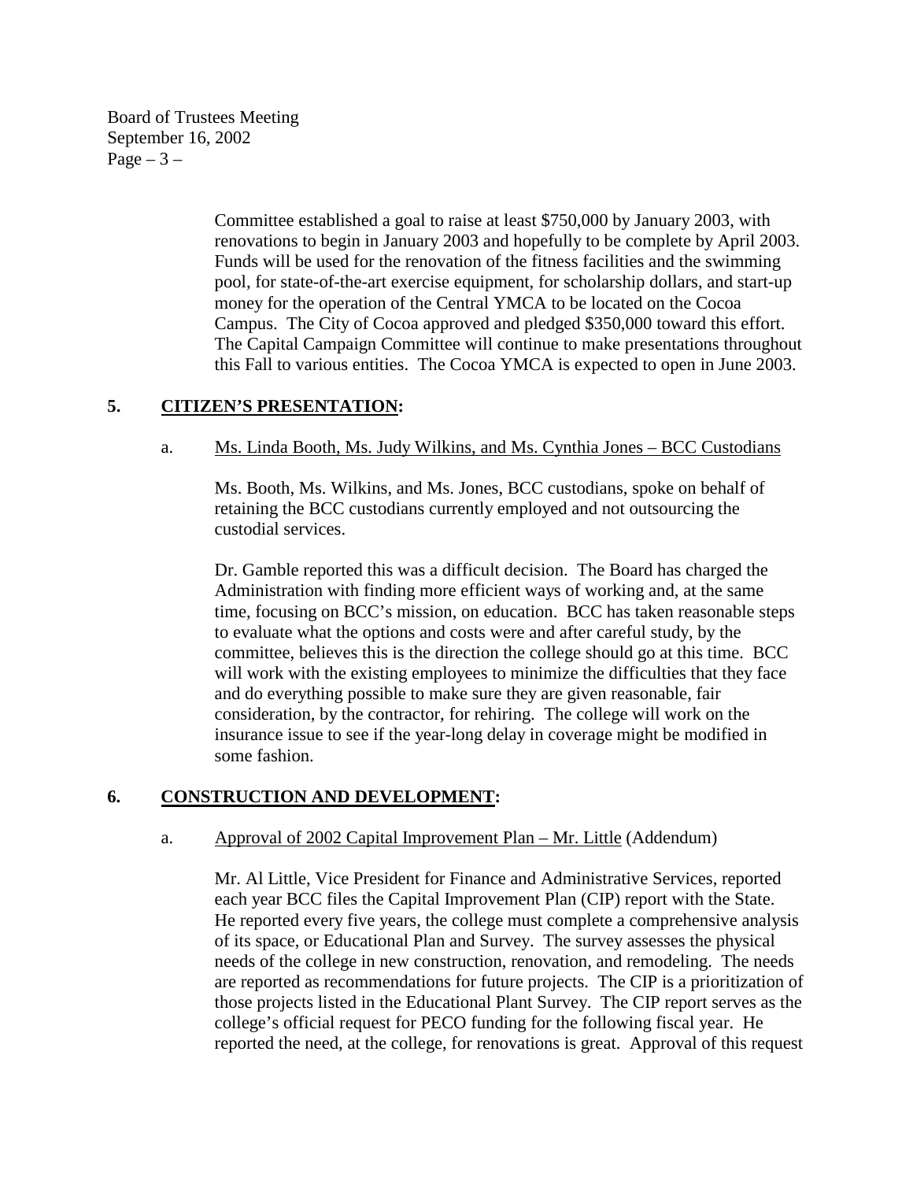Committee established a goal to raise at least $750,000 by January 2003, with renovations to begin in January 2003 and hopefully to be complete by April 2003. Funds will be used for the renovation of the fitness facilities and the swimming pool, for state-of-the-art exercise equipment, for scholarship dollars, and start-up money for the operation of the Central YMCA to be located on the Cocoa Campus. The City of Cocoa approved and pledged $350,000 toward this effort. The Capital Campaign Committee will continue to make presentations throughout this Fall to various entities. The Cocoa YMCA is expected to open in June 2003.

## 5. CITIZEN'S PRESENTATION:

a. Ms. Linda Booth, Ms. Judy Wilkins, and Ms. Cynthia Jones – BCC Custodians

Ms. Booth, Ms. Wilkins, and Ms. Jones, BCC custodians, spoke on behalf of retaining the BCC custodians currently employed and not outsourcing the custodial services.

Dr. Gamble reported this was a difficult decision. The Board has charged the Administration with finding more efficient ways of working and, at the same time, focusing on BCC's mission, on education. BCC has taken reasonable steps to evaluate what the options and costs were and after careful study, by the committee, believes this is the direction the college should go at this time. BCC will work with the existing employees to minimize the difficulties that they face and do everything possible to make sure they are given reasonable, fair consideration, by the contractor, for rehiring. The college will work on the insurance issue to see if the year-long delay in coverage might be modified in some fashion.

## 6. CONSTRUCTION AND DEVELOPMENT:

a. Approval of 2002 Capital Improvement Plan – Mr. Little (Addendum)

Mr. Al Little, Vice President for Finance and Administrative Services, reported each year BCC files the Capital Improvement Plan (CIP) report with the State. He reported every five years, the college must complete a comprehensive analysis of its space, or Educational Plan and Survey. The survey assesses the physical needs of the college in new construction, renovation, and remodeling. The needs are reported as recommendations for future projects. The CIP is a prioritization of those projects listed in the Educational Plant Survey. The CIP report serves as the college's official request for PECO funding for the following fiscal year. He reported the need, at the college, for renovations is great. Approval of this request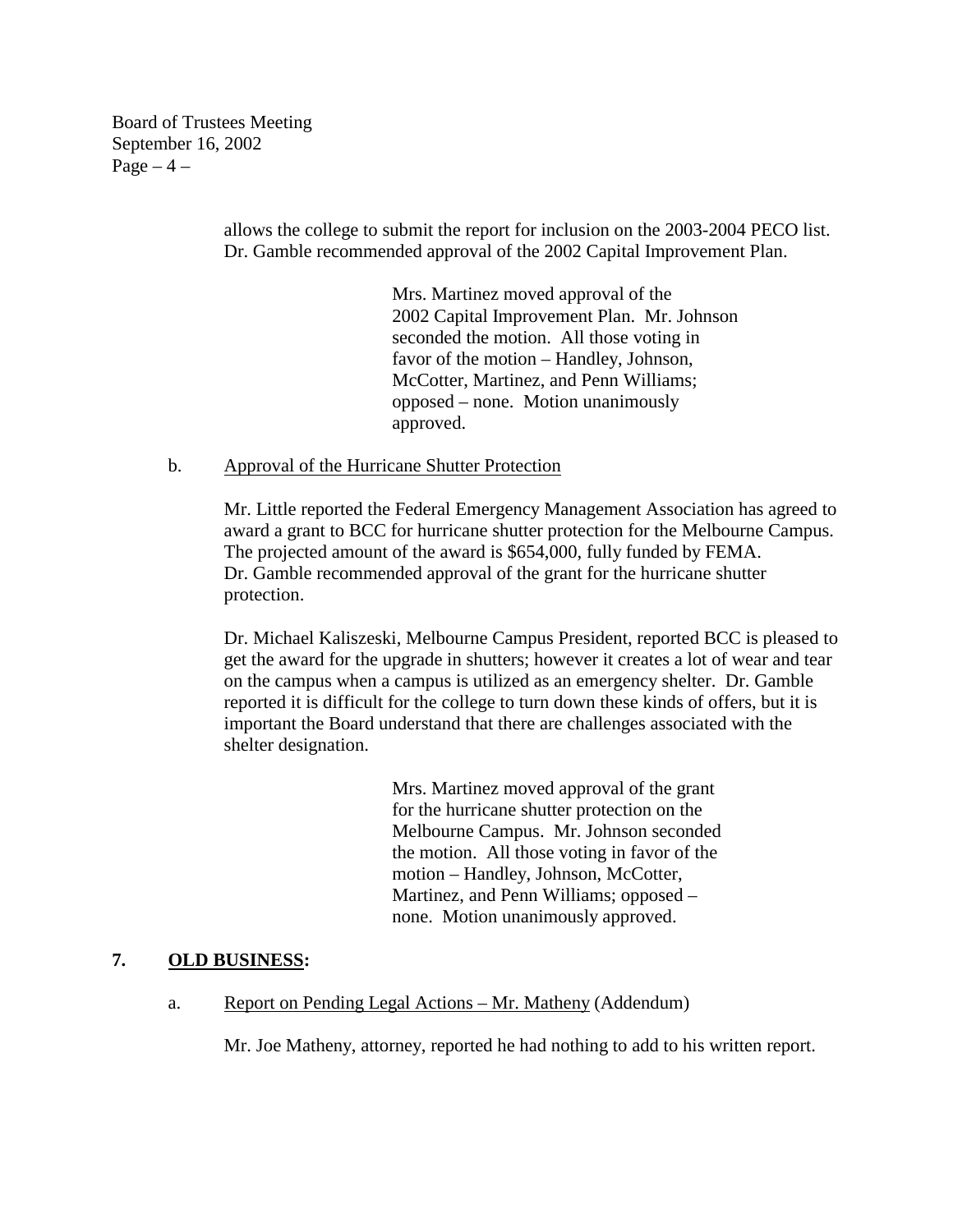allows the college to submit the report for inclusion on the 2003-2004 PECO list. Dr. Gamble recommended approval of the 2002 Capital Improvement Plan.

> Mrs. Martinez moved approval of the 2002 Capital Improvement Plan. Mr. Johnson seconded the motion. All those voting in favor of the motion – Handley, Johnson, McCotter, Martinez, and Penn Williams; opposed – none. Motion unanimously approved.

b. Approval of the Hurricane Shutter Protection

Mr. Little reported the Federal Emergency Management Association has agreed to award a grant to BCC for hurricane shutter protection for the Melbourne Campus. The projected amount of the award is $654,000, fully funded by FEMA. Dr. Gamble recommended approval of the grant for the hurricane shutter protection.

Dr. Michael Kaliszeski, Melbourne Campus President, reported BCC is pleased to get the award for the upgrade in shutters; however it creates a lot of wear and tear on the campus when a campus is utilized as an emergency shelter. Dr. Gamble reported it is difficult for the college to turn down these kinds of offers, but it is important the Board understand that there are challenges associated with the shelter designation.

> Mrs. Martinez moved approval of the grant for the hurricane shutter protection on the Melbourne Campus. Mr. Johnson seconded the motion. All those voting in favor of the motion – Handley, Johnson, McCotter, Martinez, and Penn Williams; opposed – none. Motion unanimously approved.

**7. OLD BUSINESS:**

a. Report on Pending Legal Actions – Mr. Matheny (Addendum)

Mr. Joe Matheny, attorney, reported he had nothing to add to his written report.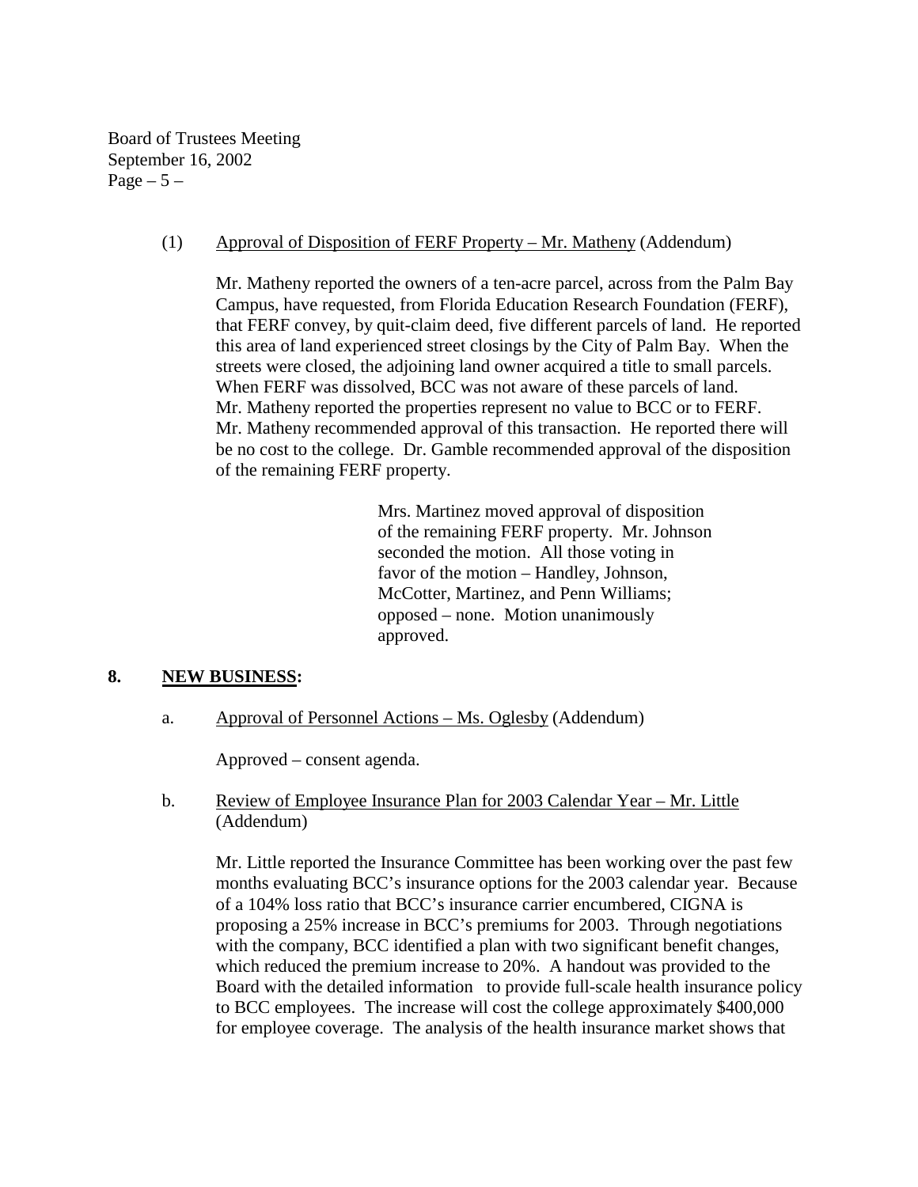(1) Approval of Disposition of FERF Property – Mr. Matheny (Addendum)

Mr. Matheny reported the owners of a ten-acre parcel, across from the Palm Bay Campus, have requested, from Florida Education Research Foundation (FERF), that FERF convey, by quit-claim deed, five different parcels of land. He reported this area of land experienced street closings by the City of Palm Bay. When the streets were closed, the adjoining land owner acquired a title to small parcels. When FERF was dissolved, BCC was not aware of these parcels of land. Mr. Matheny reported the properties represent no value to BCC or to FERF. Mr. Matheny recommended approval of this transaction. He reported there will be no cost to the college. Dr. Gamble recommended approval of the disposition of the remaining FERF property.

> Mrs. Martinez moved approval of disposition of the remaining FERF property. Mr. Johnson seconded the motion. All those voting in favor of the motion – Handley, Johnson, McCotter, Martinez, and Penn Williams; opposed – none. Motion unanimously approved.

## 8. NEW BUSINESS:

a. Approval of Personnel Actions – Ms. Oglesby (Addendum)

Approved – consent agenda.

b. Review of Employee Insurance Plan for 2003 Calendar Year – Mr. Little (Addendum)

Mr. Little reported the Insurance Committee has been working over the past few months evaluating BCC's insurance options for the 2003 calendar year. Because of a 104% loss ratio that BCC's insurance carrier encumbered, CIGNA is proposing a 25% increase in BCC's premiums for 2003. Through negotiations with the company, BCC identified a plan with two significant benefit changes, which reduced the premium increase to 20%. A handout was provided to the Board with the detailed information to provide full-scale health insurance policy to BCC employees. The increase will cost the college approximately $400,000 for employee coverage. The analysis of the health insurance market shows that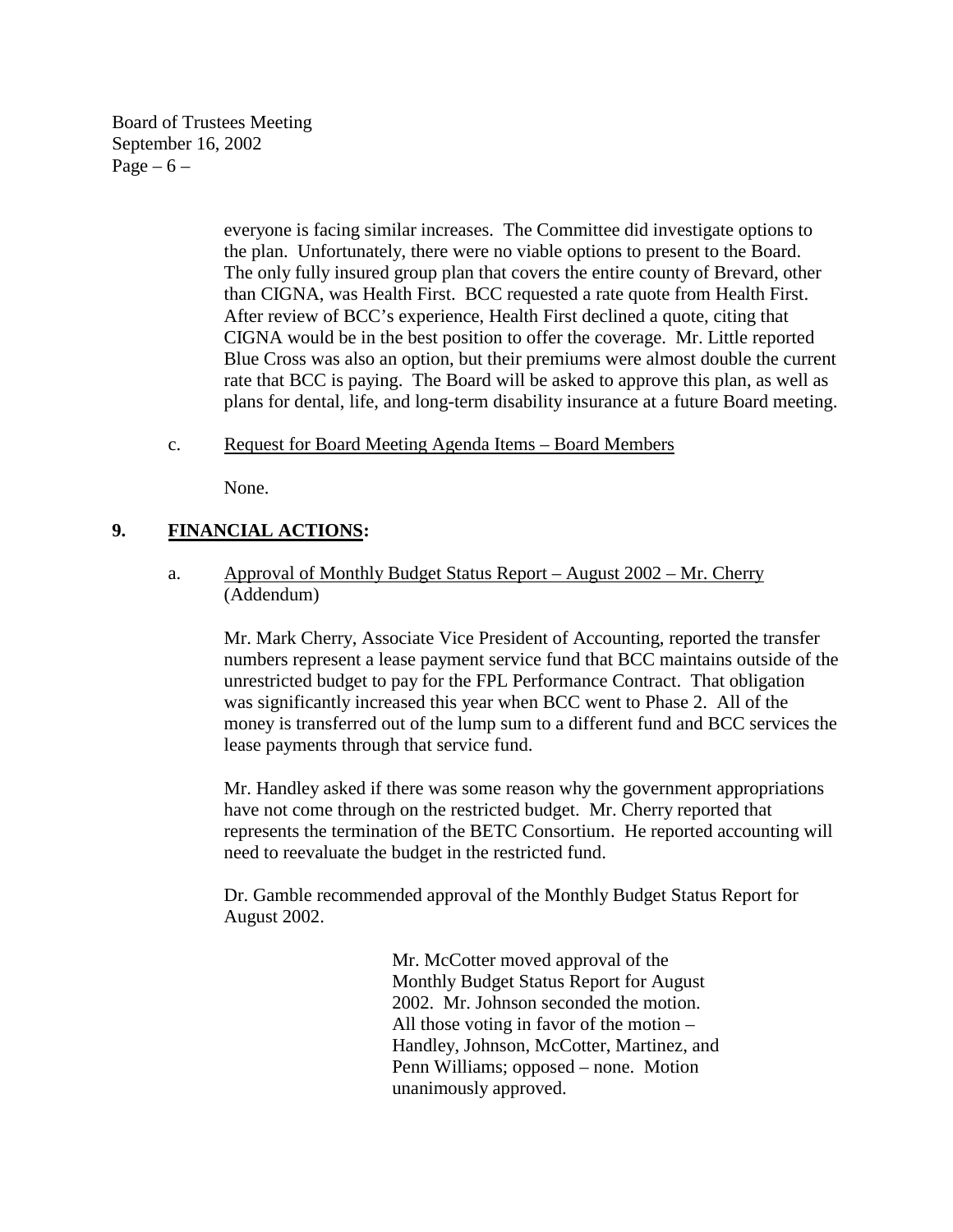everyone is facing similar increases. The Committee did investigate options to the plan. Unfortunately, there were no viable options to present to the Board. The only fully insured group plan that covers the entire county of Brevard, other than CIGNA, was Health First. BCC requested a rate quote from Health First. After review of BCC's experience, Health First declined a quote, citing that CIGNA would be in the best position to offer the coverage. Mr. Little reported Blue Cross was also an option, but their premiums were almost double the current rate that BCC is paying. The Board will be asked to approve this plan, as well as plans for dental, life, and long-term disability insurance at a future Board meeting.

c. Request for Board Meeting Agenda Items – Board Members

None.

## 9. **FINANCIAL ACTIONS:**

a. Approval of Monthly Budget Status Report – August 2002 – Mr. Cherry (Addendum)

Mr. Mark Cherry, Associate Vice President of Accounting, reported the transfer numbers represent a lease payment service fund that BCC maintains outside of the unrestricted budget to pay for the FPL Performance Contract. That obligation was significantly increased this year when BCC went to Phase 2. All of the money is transferred out of the lump sum to a different fund and BCC services the lease payments through that service fund.

Mr. Handley asked if there was some reason why the government appropriations have not come through on the restricted budget. Mr. Cherry reported that represents the termination of the BETC Consortium. He reported accounting will need to reevaluate the budget in the restricted fund.

Dr. Gamble recommended approval of the Monthly Budget Status Report for August 2002.

> Mr. McCotter moved approval of the Monthly Budget Status Report for August 2002. Mr. Johnson seconded the motion. All those voting in favor of the motion – Handley, Johnson, McCotter, Martinez, and Penn Williams; opposed – none. Motion unanimously approved.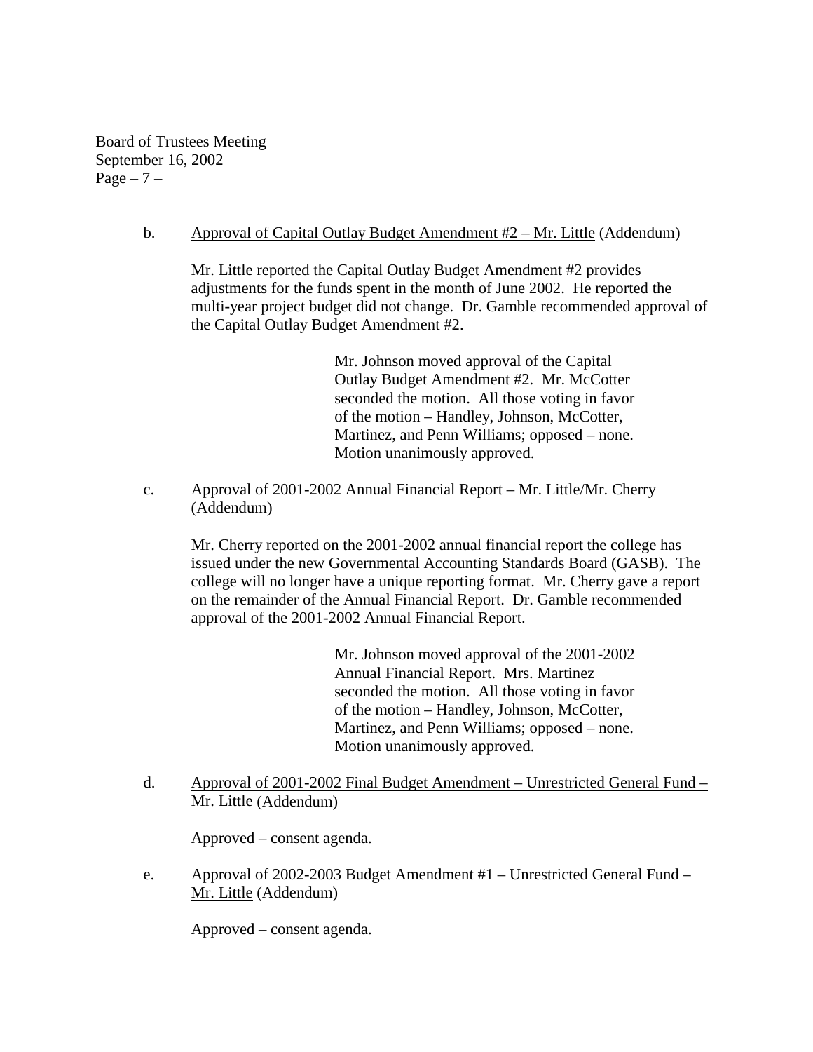b. Approval of Capital Outlay Budget Amendment #2 – Mr. Little (Addendum)

Mr. Little reported the Capital Outlay Budget Amendment #2 provides adjustments for the funds spent in the month of June 2002. He reported the multi-year project budget did not change. Dr. Gamble recommended approval of the Capital Outlay Budget Amendment #2.

> Mr. Johnson moved approval of the Capital Outlay Budget Amendment #2. Mr. McCotter seconded the motion. All those voting in favor of the motion – Handley, Johnson, McCotter, Martinez, and Penn Williams; opposed – none. Motion unanimously approved.

c. Approval of 2001-2002 Annual Financial Report – Mr. Little/Mr. Cherry (Addendum)

Mr. Cherry reported on the 2001-2002 annual financial report the college has issued under the new Governmental Accounting Standards Board (GASB). The college will no longer have a unique reporting format. Mr. Cherry gave a report on the remainder of the Annual Financial Report. Dr. Gamble recommended approval of the 2001-2002 Annual Financial Report.

> Mr. Johnson moved approval of the 2001-2002 Annual Financial Report. Mrs. Martinez seconded the motion. All those voting in favor of the motion – Handley, Johnson, McCotter, Martinez, and Penn Williams; opposed – none. Motion unanimously approved.

d. Approval of 2001-2002 Final Budget Amendment – Unrestricted General Fund – Mr. Little (Addendum)

Approved – consent agenda.

e. Approval of 2002-2003 Budget Amendment #1 – Unrestricted General Fund – Mr. Little (Addendum)

Approved – consent agenda.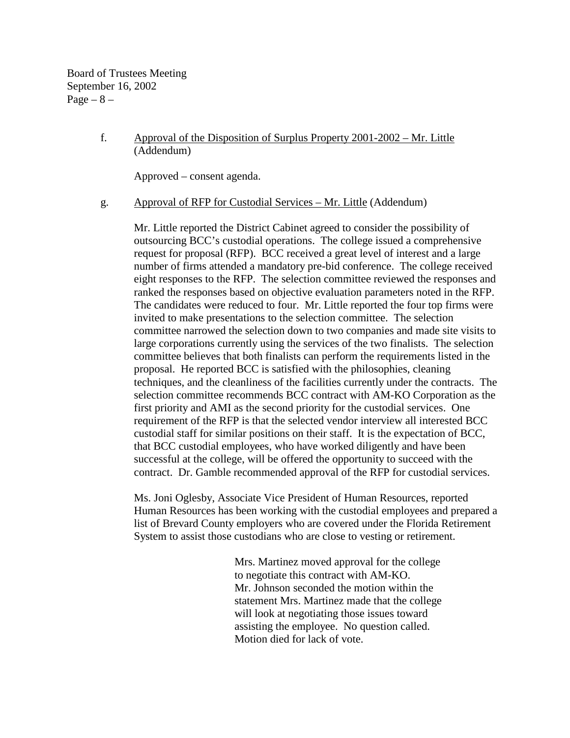f. <u>Approval of the Disposition of Surplus Property 2001-2002 – Mr. Little</u> (Addendum)

Approved – consent agenda.

g. <u>Approval of RFP for Custodial Services – Mr. Little</u> (Addendum)

Mr. Little reported the District Cabinet agreed to consider the possibility of outsourcing BCC's custodial operations. The college issued a comprehensive request for proposal (RFP). BCC received a great level of interest and a large number of firms attended a mandatory pre-bid conference. The college received eight responses to the RFP. The selection committee reviewed the responses and ranked the responses based on objective evaluation parameters noted in the RFP. The candidates were reduced to four. Mr. Little reported the four top firms were invited to make presentations to the selection committee. The selection committee narrowed the selection down to two companies and made site visits to large corporations currently using the services of the two finalists. The selection committee believes that both finalists can perform the requirements listed in the proposal. He reported BCC is satisfied with the philosophies, cleaning techniques, and the cleanliness of the facilities currently under the contracts. The selection committee recommends BCC contract with AM-KO Corporation as the first priority and AMI as the second priority for the custodial services. One requirement of the RFP is that the selected vendor interview all interested BCC custodial staff for similar positions on their staff. It is the expectation of BCC, that BCC custodial employees, who have worked diligently and have been successful at the college, will be offered the opportunity to succeed with the contract. Dr. Gamble recommended approval of the RFP for custodial services.

Ms. Joni Oglesby, Associate Vice President of Human Resources, reported Human Resources has been working with the custodial employees and prepared a list of Brevard County employers who are covered under the Florida Retirement System to assist those custodians who are close to vesting or retirement.

> Mrs. Martinez moved approval for the college to negotiate this contract with AM-KO. Mr. Johnson seconded the motion within the statement Mrs. Martinez made that the college will look at negotiating those issues toward assisting the employee. No question called. Motion died for lack of vote.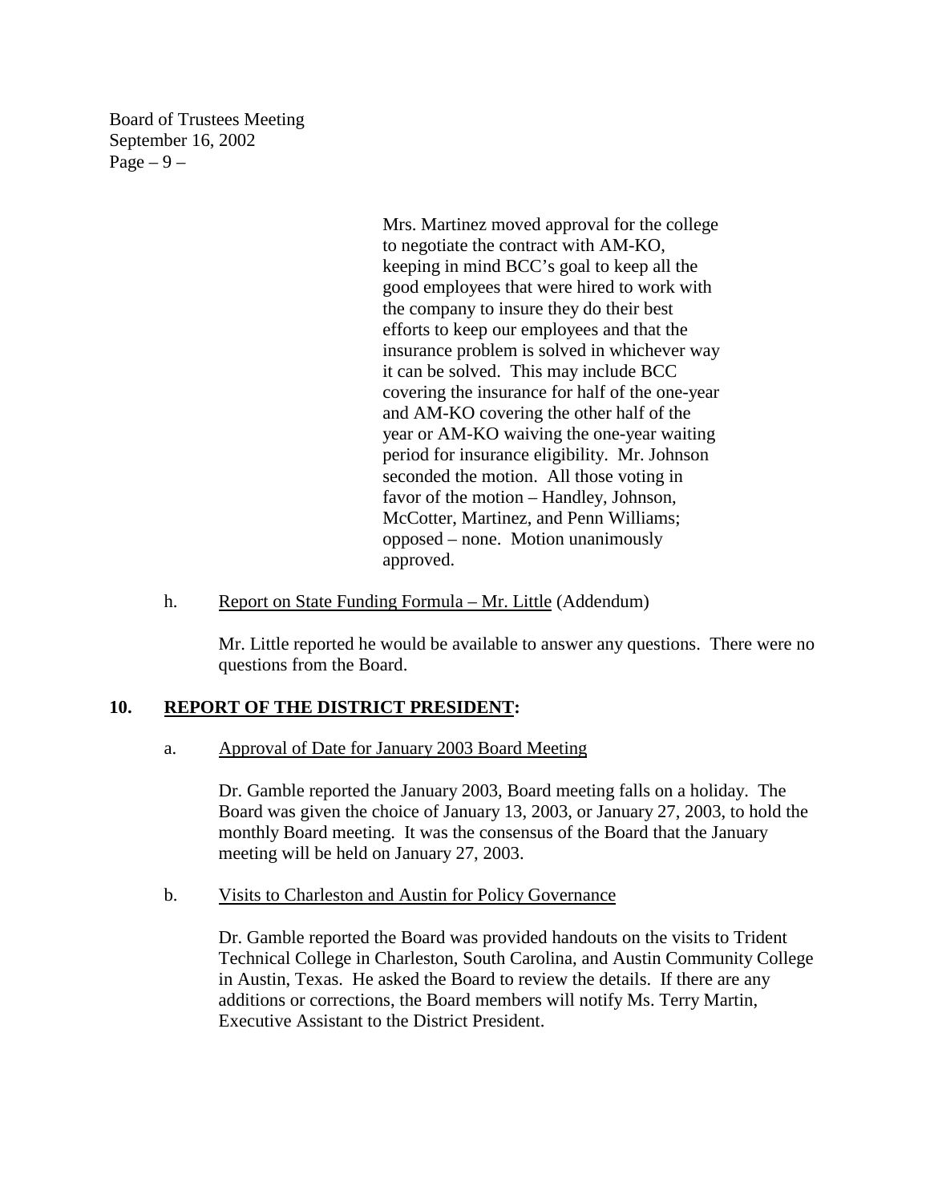Mrs. Martinez moved approval for the college to negotiate the contract with AM-KO, keeping in mind BCC's goal to keep all the good employees that were hired to work with the company to insure they do their best efforts to keep our employees and that the insurance problem is solved in whichever way it can be solved. This may include BCC covering the insurance for half of the one-year and AM-KO covering the other half of the year or AM-KO waiving the one-year waiting period for insurance eligibility. Mr. Johnson seconded the motion. All those voting in favor of the motion – Handley, Johnson, McCotter, Martinez, and Penn Williams; opposed – none. Motion unanimously approved.

h. Report on State Funding Formula – Mr. Little (Addendum)

Mr. Little reported he would be available to answer any questions. There were no questions from the Board.

## 10. REPORT OF THE DISTRICT PRESIDENT:

a. Approval of Date for January 2003 Board Meeting

Dr. Gamble reported the January 2003, Board meeting falls on a holiday. The Board was given the choice of January 13, 2003, or January 27, 2003, to hold the monthly Board meeting. It was the consensus of the Board that the January meeting will be held on January 27, 2003.

b. Visits to Charleston and Austin for Policy Governance

Dr. Gamble reported the Board was provided handouts on the visits to Trident Technical College in Charleston, South Carolina, and Austin Community College in Austin, Texas. He asked the Board to review the details. If there are any additions or corrections, the Board members will notify Ms. Terry Martin, Executive Assistant to the District President.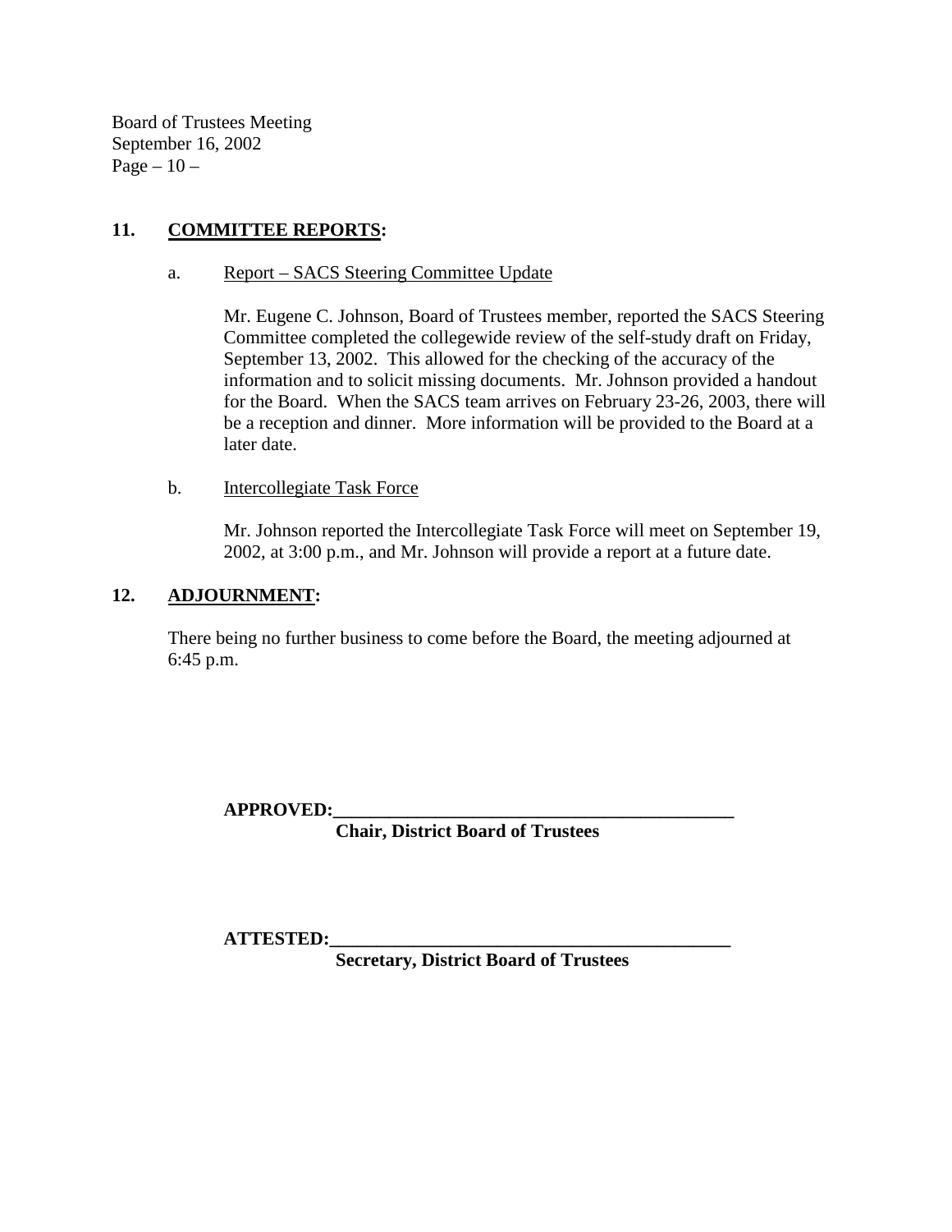## 11. COMMITTEE REPORTS:

a. Report – SACS Steering Committee Update

Mr. Eugene C. Johnson, Board of Trustees member, reported the SACS Steering Committee completed the collegewide review of the self-study draft on Friday, September 13, 2002. This allowed for the checking of the accuracy of the information and to solicit missing documents. Mr. Johnson provided a handout for the Board. When the SACS team arrives on February 23-26, 2003, there will be a reception and dinner. More information will be provided to the Board at a later date.

b. Intercollegiate Task Force

Mr. Johnson reported the Intercollegiate Task Force will meet on September 19, 2002, at 3:00 p.m., and Mr. Johnson will provide a report at a future date.

## 12. ADJOURNMENT:

There being no further business to come before the Board, the meeting adjourned at 6:45 p.m.

**APPROVED:**_____________________________________________
**Chair, District Board of Trustees**

**ATTESTED:**_____________________________________________
**Secretary, District Board of Trustees**